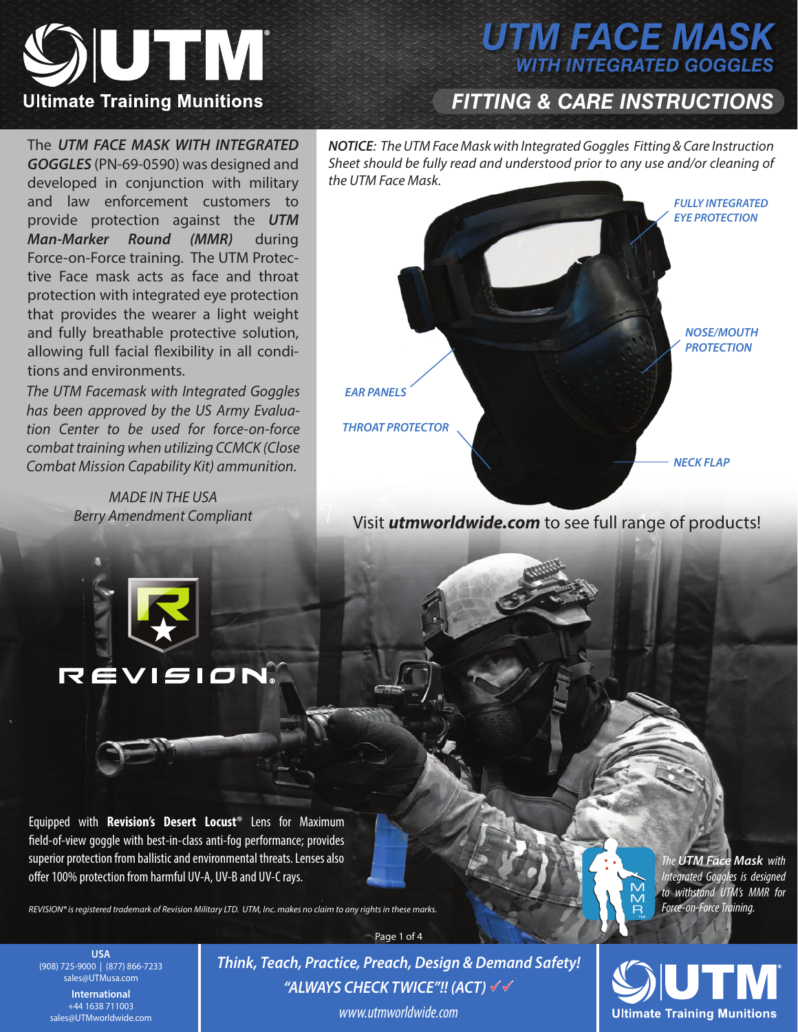# UTM FACE MASK

## WITH INTEGRATED GOGGLES

## FITTING & CARE INSTRUCTIONS

Ultimate Training Munitions

The ***UTM FACE MASK WITH INTEGRATED GOGGLES*** (PN-69-0590) was designed and developed in conjunction with military and law enforcement customers to provide protection against the ***UTM Man-Marker Round (MMR)*** during Force-on-Force training. The UTM Protective Face mask acts as face and throat protection with integrated eye protection that provides the wearer a light weight and fully breathable protective solution, allowing full facial flexibility in all conditions and environments.

*The UTM Facemask with Integrated Goggles has been approved by the US Army Evaluation Center to be used for force-on-force combat training when utilizing CCMCK (Close Combat Mission Capability Kit) ammunition.*

*MADE IN THE USA*
*Berry Amendment Compliant*

***NOTICE**: The UTM Face Mask with Integrated Goggles Fitting & Care Instruction Sheet should be fully read and understood prior to any use and/or cleaning of the UTM Face Mask.*

***FULLY INTEGRATED EYE PROTECTION***

***NOSE/MOUTH PROTECTION***

***EAR PANELS***

***THROAT PROTECTOR***

***NECK FLAP***

Visit ***utmworldwide.com*** to see full range of products!

REVISION®

Equipped with **Revision's Desert Locust®** Lens for Maximum field-of-view goggle with best-in-class anti-fog performance; provides superior protection from ballistic and environmental threats. Lenses also offer 100% protection from harmful UV-A, UV-B and UV-C rays.

*REVISION® is registered trademark of Revision Military LTD. UTM, Inc. makes no claim to any rights in these marks.*

*The **UTM Face Mask** with Integrated Goggles is designed to withstand UTM's MMR for Force-on-Force Training.*

**USA**
(908) 725-9000 | (877) 866-7233
sales@UTMusa.com

**International**
+44 1638 711003
sales@UTMworldwide.com

***Think, Teach, Practice, Preach, Design & Demand Safety!***
***"ALWAYS CHECK TWICE"!! (ACT)*** ✓✓
*www.utmworldwide.com*

Ultimate Training Munitions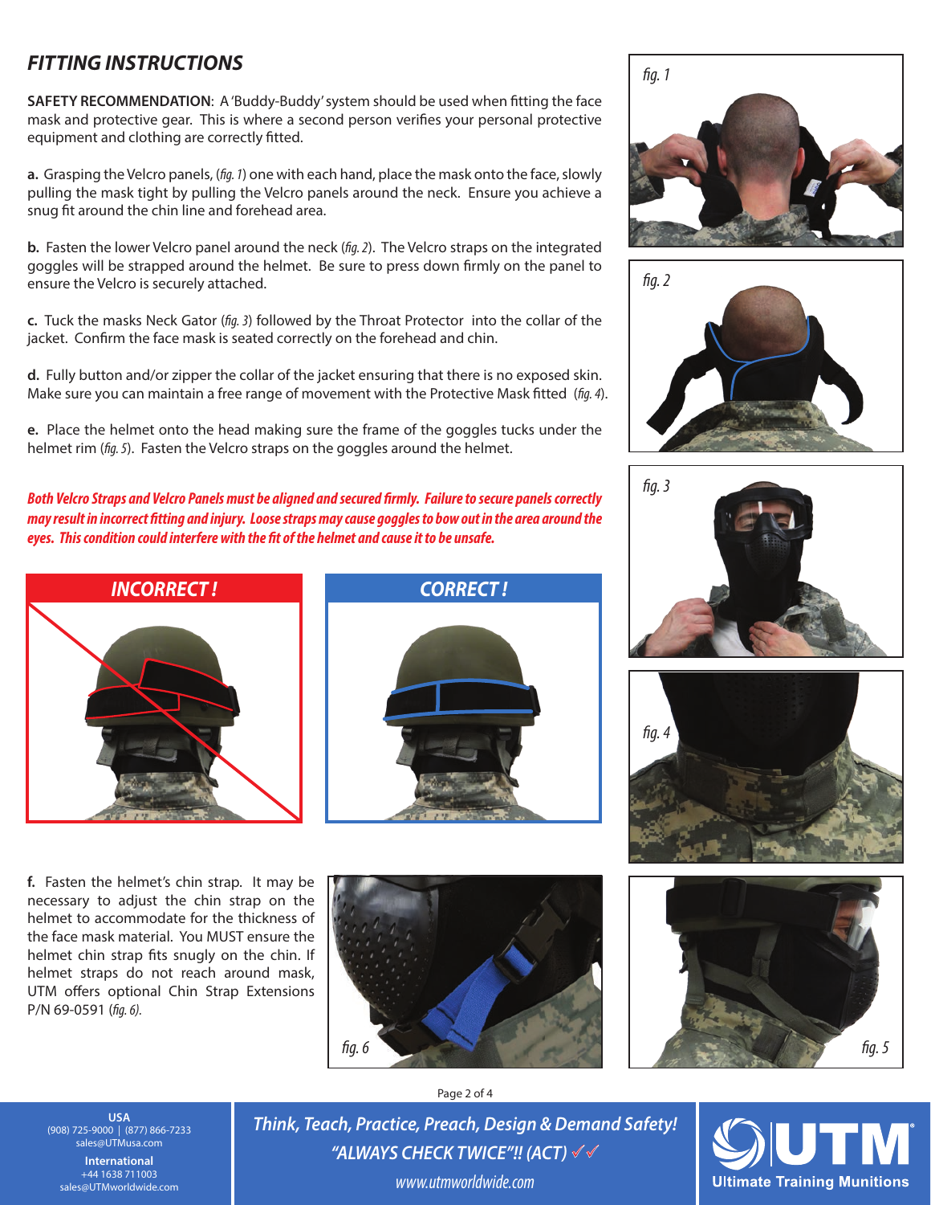## FITTING INSTRUCTIONS

**SAFETY RECOMMENDATION**: A 'Buddy-Buddy' system should be used when fitting the face mask and protective gear. This is where a second person verifies your personal protective equipment and clothing are correctly fitted.

**a.** Grasping the Velcro panels, (*fig. 1*) one with each hand, place the mask onto the face, slowly pulling the mask tight by pulling the Velcro panels around the neck. Ensure you achieve a snug fit around the chin line and forehead area.

**b.** Fasten the lower Velcro panel around the neck (*fig. 2*). The Velcro straps on the integrated goggles will be strapped around the helmet. Be sure to press down firmly on the panel to ensure the Velcro is securely attached.

**c.** Tuck the masks Neck Gator (*fig. 3*) followed by the Throat Protector into the collar of the jacket. Confirm the face mask is seated correctly on the forehead and chin.

**d.** Fully button and/or zipper the collar of the jacket ensuring that there is no exposed skin. Make sure you can maintain a free range of movement with the Protective Mask fitted (*fig. 4*).

**e.** Place the helmet onto the head making sure the frame of the goggles tucks under the helmet rim (*fig. 5*). Fasten the Velcro straps on the goggles around the helmet.

***Both Velcro Straps and Velcro Panels must be aligned and secured firmly. Failure to secure panels correctly may result in incorrect fitting and injury. Loose straps may cause goggles to bow out in the area around the eyes. This condition could interfere with the fit of the helmet and cause it to be unsafe.***

***INCORRECT !***

***CORRECT !***

**f.** Fasten the helmet's chin strap. It may be necessary to adjust the chin strap on the helmet to accommodate for the thickness of the face mask material. You MUST ensure the helmet chin strap fits snugly on the chin. If helmet straps do not reach around mask, UTM offers optional Chin Strap Extensions P/N 69-0591 (*fig. 6*).

*fig. 1*

*fig. 2*

*fig. 3*

*fig. 4*

*fig. 5*

*fig. 6*

**USA**
(908) 725-9000 | (877) 866-7233
sales@UTMusa.com

**International**
+44 1638 711003
sales@UTMworldwide.com

*Think, Teach, Practice, Preach, Design & Demand Safety!*
*"ALWAYS CHECK TWICE"!! (ACT)* ✓✓
*www.utmworldwide.com*

**UTM** Ultimate Training Munitions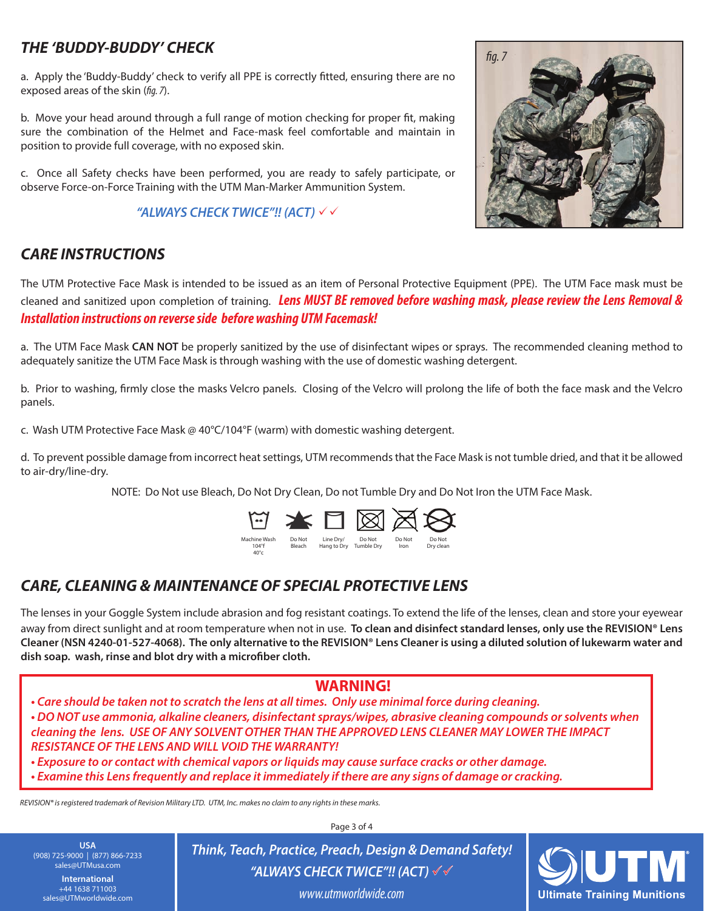## *THE 'BUDDY-BUDDY' CHECK*

a. Apply the 'Buddy-Buddy' check to verify all PPE is correctly fitted, ensuring there are no exposed areas of the skin (*fig. 7*).

b. Move your head around through a full range of motion checking for proper fit, making sure the combination of the Helmet and Face-mask feel comfortable and maintain in position to provide full coverage, with no exposed skin.

c. Once all Safety checks have been performed, you are ready to safely participate, or observe Force-on-Force Training with the UTM Man-Marker Ammunition System.

***"ALWAYS CHECK TWICE"!! (ACT)*** ✓✓

*fig. 7*

## *CARE INSTRUCTIONS*

The UTM Protective Face Mask is intended to be issued as an item of Personal Protective Equipment (PPE). The UTM Face mask must be cleaned and sanitized upon completion of training. ***Lens MUST BE removed before washing mask, please review the Lens Removal & Installation instructions on reverse side before washing UTM Facemask!***

a. The UTM Face Mask **CAN NOT** be properly sanitized by the use of disinfectant wipes or sprays. The recommended cleaning method to adequately sanitize the UTM Face Mask is through washing with the use of domestic washing detergent.

b. Prior to washing, firmly close the masks Velcro panels. Closing of the Velcro will prolong the life of both the face mask and the Velcro panels.

c. Wash UTM Protective Face Mask @ 40°C/104°F (warm) with domestic washing detergent.

d. To prevent possible damage from incorrect heat settings, UTM recommends that the Face Mask is not tumble dried, and that it be allowed to air-dry/line-dry.

NOTE: Do Not use Bleach, Do Not Dry Clean, Do not Tumble Dry and Do Not Iron the UTM Face Mask.

Machine Wash 104°f 40°c | Do Not Bleach | Line Dry/ Hang to Dry | Do Not Tumble Dry | Do Not Iron | Do Not Dry clean

## *CARE, CLEANING & MAINTENANCE OF SPECIAL PROTECTIVE LENS*

The lenses in your Goggle System include abrasion and fog resistant coatings. To extend the life of the lenses, clean and store your eyewear away from direct sunlight and at room temperature when not in use. **To clean and disinfect standard lenses, only use the REVISION® Lens Cleaner (NSN 4240-01-527-4068). The only alternative to the REVISION® Lens Cleaner is using a diluted solution of lukewarm water and dish soap. wash, rinse and blot dry with a microfiber cloth.**

**WARNING!**

- ***Care should be taken not to scratch the lens at all times. Only use minimal force during cleaning.***
- ***DO NOT use ammonia, alkaline cleaners, disinfectant sprays/wipes, abrasive cleaning compounds or solvents when cleaning the lens. USE OF ANY SOLVENT OTHER THAN THE APPROVED LENS CLEANER MAY LOWER THE IMPACT RESISTANCE OF THE LENS AND WILL VOID THE WARRANTY!***
- ***Exposure to or contact with chemical vapors or liquids may cause surface cracks or other damage.***
- ***Examine this Lens frequently and replace it immediately if there are any signs of damage or cracking.***

*REVISION® is registered trademark of Revision Military LTD. UTM, Inc. makes no claim to any rights in these marks.*

**USA**
(908) 725-9000 | (877) 866-7233
sales@UTMusa.com

**International**
+44 1638 711003
sales@UTMworldwide.com

***Think, Teach, Practice, Preach, Design & Demand Safety!***
***"ALWAYS CHECK TWICE"!! (ACT)*** ✓✓
*www.utmworldwide.com*

UTM® Ultimate Training Munitions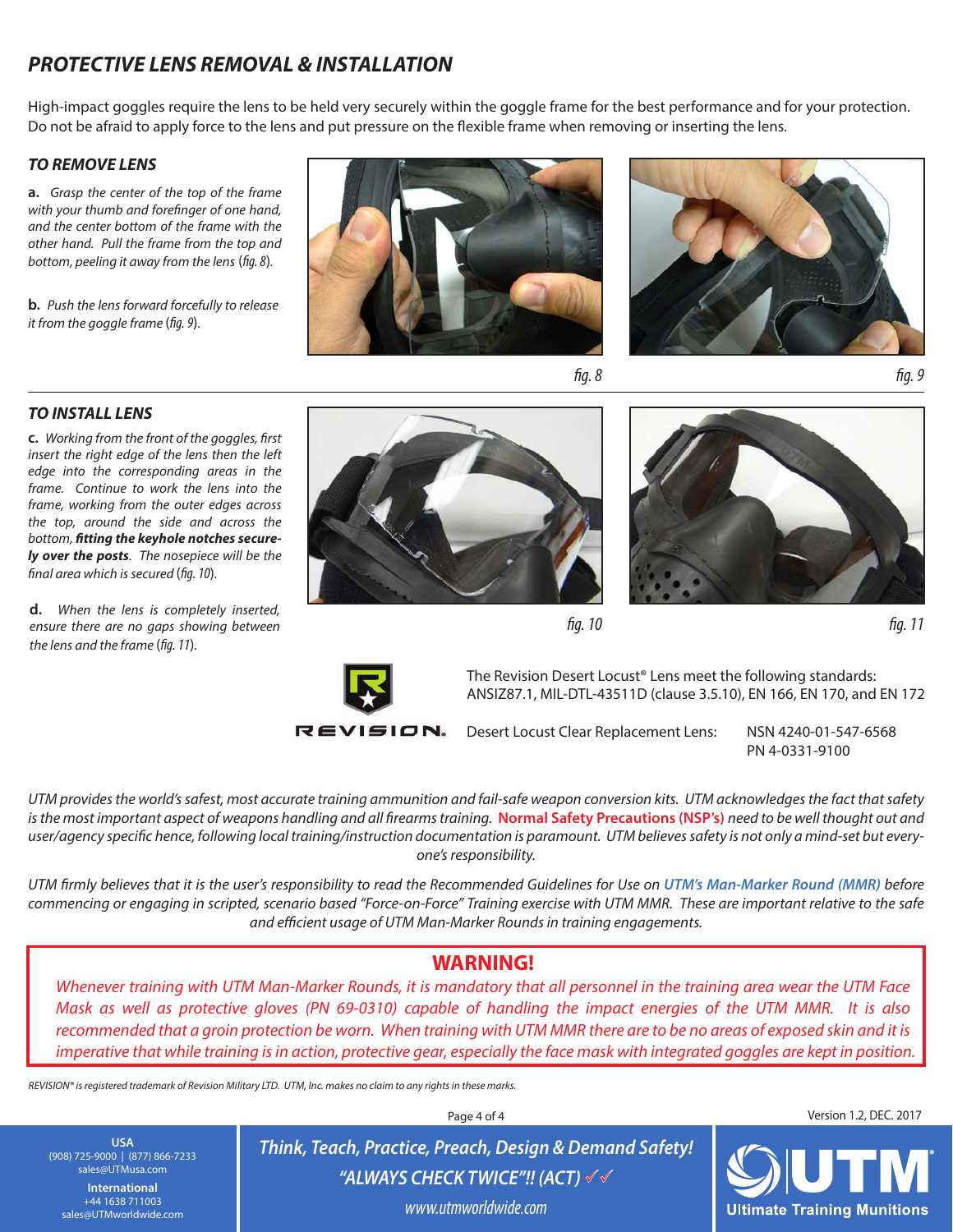## PROTECTIVE LENS REMOVAL & INSTALLATION

High-impact goggles require the lens to be held very securely within the goggle frame for the best performance and for your protection. Do not be afraid to apply force to the lens and put pressure on the flexible frame when removing or inserting the lens.

### TO REMOVE LENS

**a.** *Grasp the center of the top of the frame with your thumb and forefinger of one hand, and the center bottom of the frame with the other hand. Pull the frame from the top and bottom, peeling it away from the lens (fig. 8).*

**b.** *Push the lens forward forcefully to release it from the goggle frame (fig. 9).*

*fig. 8*

*fig. 9*

### TO INSTALL LENS

**c.** *Working from the front of the goggles, first insert the right edge of the lens then the left edge into the corresponding areas in the frame. Continue to work the lens into the frame, working from the outer edges across the top, around the side and across the bottom,* ***fitting the keyhole notches securely over the posts****. The nosepiece will be the final area which is secured (fig. 10).*

**d.** *When the lens is completely inserted, ensure there are no gaps showing between the lens and the frame (fig. 11).*

*fig. 10*

*fig. 11*

REVISION.

The Revision Desert Locust® Lens meet the following standards:
ANSIZ87.1, MIL-DTL-43511D (clause 3.5.10), EN 166, EN 170, and EN 172

Desert Locust Clear Replacement Lens: NSN 4240-01-547-6568
PN 4-0331-9100

*UTM provides the world's safest, most accurate training ammunition and fail-safe weapon conversion kits. UTM acknowledges the fact that safety is the most important aspect of weapons handling and all firearms training.* **Normal Safety Precautions (NSP's)** *need to be well thought out and user/agency specific hence, following local training/instruction documentation is paramount. UTM believes safety is not only a mind-set but everyone's responsibility.*

*UTM firmly believes that it is the user's responsibility to read the Recommended Guidelines for Use on* ***UTM's Man-Marker Round (MMR)*** *before commencing or engaging in scripted, scenario based "Force-on-Force" Training exercise with UTM MMR. These are important relative to the safe and efficient usage of UTM Man-Marker Rounds in training engagements.*

**WARNING!**

*Whenever training with UTM Man-Marker Rounds, it is mandatory that all personnel in the training area wear the UTM Face Mask as well as protective gloves (PN 69-0310) capable of handling the impact energies of the UTM MMR. It is also recommended that a groin protection be worn. When training with UTM MMR there are to be no areas of exposed skin and it is imperative that while training is in action, protective gear, especially the face mask with integrated goggles are kept in position.*

*REVISION® is registered trademark of Revision Military LTD. UTM, Inc. makes no claim to any rights in these marks.*

Version 1.2, DEC. 2017

**USA**
(908) 725-9000 | (877) 866-7233
sales@UTMusa.com

**International**
+44 1638 711003
sales@UTMworldwide.com

*Think, Teach, Practice, Preach, Design & Demand Safety!*
*"ALWAYS CHECK TWICE"!! (ACT) ✓✓*
*www.utmworldwide.com*

UTM
Ultimate Training Munitions